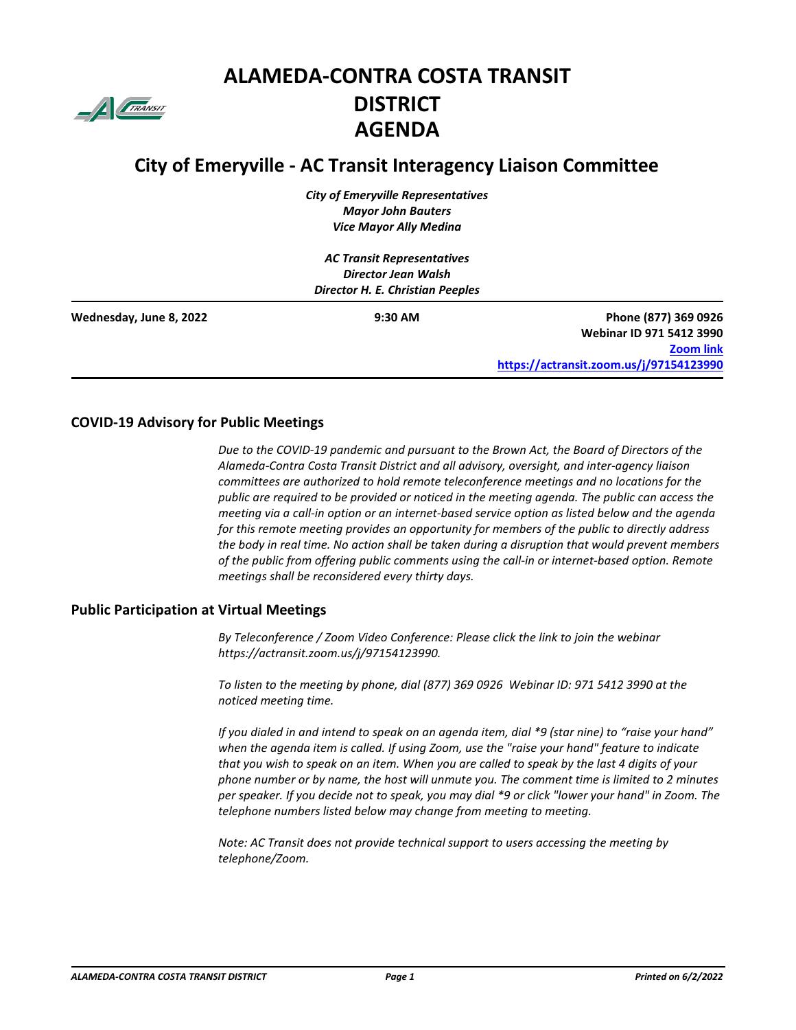# ALAMEDA-CONTRA COSTA TRANSIT DISTRICT AGENDA

## City of Emeryville - AC Transit Interagency Liaison Committee

*City of Emeryville Representatives*
*Mayor John Bauters*
*Vice Mayor Ally Medina*

*AC Transit Representatives*
*Director Jean Walsh*
*Director H. E. Christian Peeples*

**Wednesday, June 8, 2022** — **9:30 AM**

**Phone (877) 369 0926**
**Webinar ID 971 5412 3990**
**Zoom link**
**https://actransit.zoom.us/j/97154123990**

### COVID-19 Advisory for Public Meetings

*Due to the COVID-19 pandemic and pursuant to the Brown Act, the Board of Directors of the Alameda-Contra Costa Transit District and all advisory, oversight, and inter-agency liaison committees are authorized to hold remote teleconference meetings and no locations for the public are required to be provided or noticed in the meeting agenda. The public can access the meeting via a call-in option or an internet-based service option as listed below and the agenda for this remote meeting provides an opportunity for members of the public to directly address the body in real time. No action shall be taken during a disruption that would prevent members of the public from offering public comments using the call-in or internet-based option. Remote meetings shall be reconsidered every thirty days.*

### Public Participation at Virtual Meetings

*By Teleconference / Zoom Video Conference: Please click the link to join the webinar https://actransit.zoom.us/j/97154123990.*

*To listen to the meeting by phone, dial (877) 369 0926 Webinar ID: 971 5412 3990 at the noticed meeting time.*

*If you dialed in and intend to speak on an agenda item, dial *9 (star nine) to "raise your hand" when the agenda item is called. If using Zoom, use the "raise your hand" feature to indicate that you wish to speak on an item. When you are called to speak by the last 4 digits of your phone number or by name, the host will unmute you. The comment time is limited to 2 minutes per speaker. If you decide not to speak, you may dial *9 or click "lower your hand" in Zoom. The telephone numbers listed below may change from meeting to meeting.*

*Note: AC Transit does not provide technical support to users accessing the meeting by telephone/Zoom.*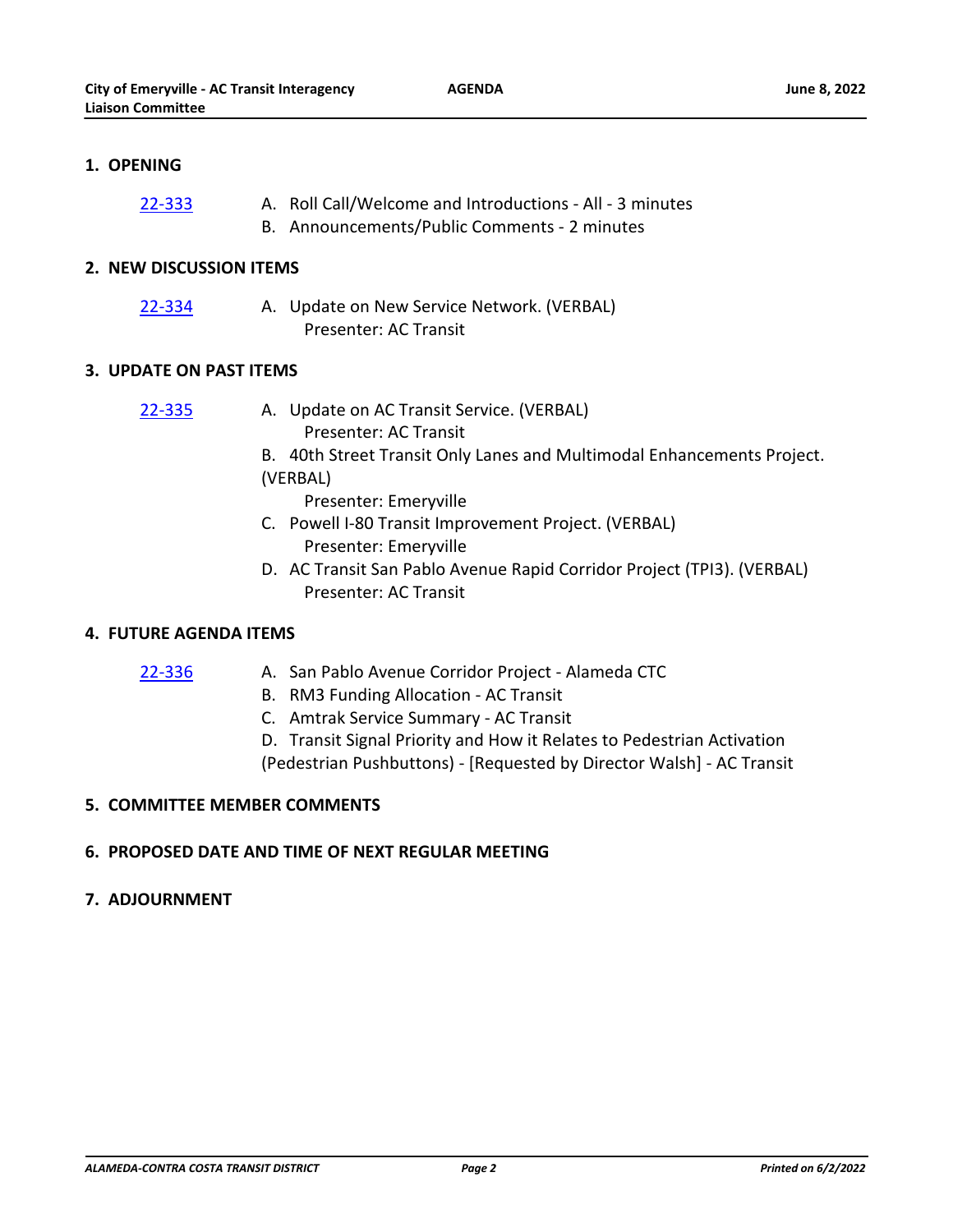## 1. OPENING

22-333

A. Roll Call/Welcome and Introductions - All - 3 minutes

B. Announcements/Public Comments - 2 minutes

## 2. NEW DISCUSSION ITEMS

22-334

A. Update on New Service Network. (VERBAL)
Presenter: AC Transit

## 3. UPDATE ON PAST ITEMS

22-335

A. Update on AC Transit Service. (VERBAL)
Presenter: AC Transit

B. 40th Street Transit Only Lanes and Multimodal Enhancements Project. (VERBAL)
Presenter: Emeryville

C. Powell I-80 Transit Improvement Project. (VERBAL)
Presenter: Emeryville

D. AC Transit San Pablo Avenue Rapid Corridor Project (TPI3). (VERBAL)
Presenter: AC Transit

## 4. FUTURE AGENDA ITEMS

22-336

A. San Pablo Avenue Corridor Project - Alameda CTC

B. RM3 Funding Allocation - AC Transit

C. Amtrak Service Summary - AC Transit

D. Transit Signal Priority and How it Relates to Pedestrian Activation (Pedestrian Pushbuttons) - [Requested by Director Walsh] - AC Transit

## 5. COMMITTEE MEMBER COMMENTS

## 6. PROPOSED DATE AND TIME OF NEXT REGULAR MEETING

## 7. ADJOURNMENT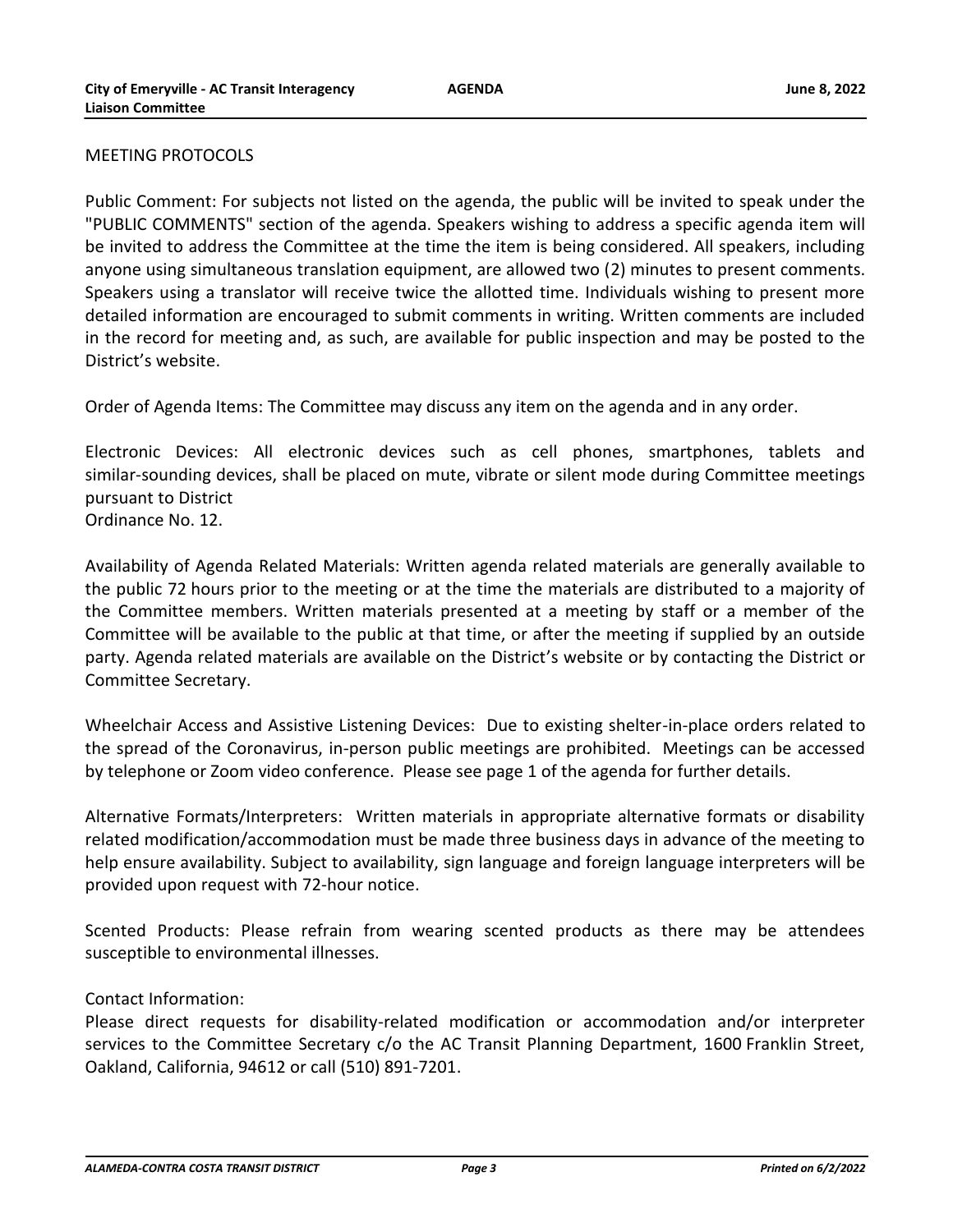MEETING PROTOCOLS

Public Comment: For subjects not listed on the agenda, the public will be invited to speak under the "PUBLIC COMMENTS" section of the agenda. Speakers wishing to address a specific agenda item will be invited to address the Committee at the time the item is being considered. All speakers, including anyone using simultaneous translation equipment, are allowed two (2) minutes to present comments. Speakers using a translator will receive twice the allotted time. Individuals wishing to present more detailed information are encouraged to submit comments in writing. Written comments are included in the record for meeting and, as such, are available for public inspection and may be posted to the District's website.

Order of Agenda Items: The Committee may discuss any item on the agenda and in any order.

Electronic Devices: All electronic devices such as cell phones, smartphones, tablets and similar-sounding devices, shall be placed on mute, vibrate or silent mode during Committee meetings pursuant to District
Ordinance No. 12.

Availability of Agenda Related Materials: Written agenda related materials are generally available to the public 72 hours prior to the meeting or at the time the materials are distributed to a majority of the Committee members. Written materials presented at a meeting by staff or a member of the Committee will be available to the public at that time, or after the meeting if supplied by an outside party. Agenda related materials are available on the District's website or by contacting the District or Committee Secretary.

Wheelchair Access and Assistive Listening Devices: Due to existing shelter-in-place orders related to the spread of the Coronavirus, in-person public meetings are prohibited. Meetings can be accessed by telephone or Zoom video conference. Please see page 1 of the agenda for further details.

Alternative Formats/Interpreters: Written materials in appropriate alternative formats or disability related modification/accommodation must be made three business days in advance of the meeting to help ensure availability. Subject to availability, sign language and foreign language interpreters will be provided upon request with 72-hour notice.

Scented Products: Please refrain from wearing scented products as there may be attendees susceptible to environmental illnesses.

Contact Information:
Please direct requests for disability-related modification or accommodation and/or interpreter services to the Committee Secretary c/o the AC Transit Planning Department, 1600 Franklin Street, Oakland, California, 94612 or call (510) 891-7201.